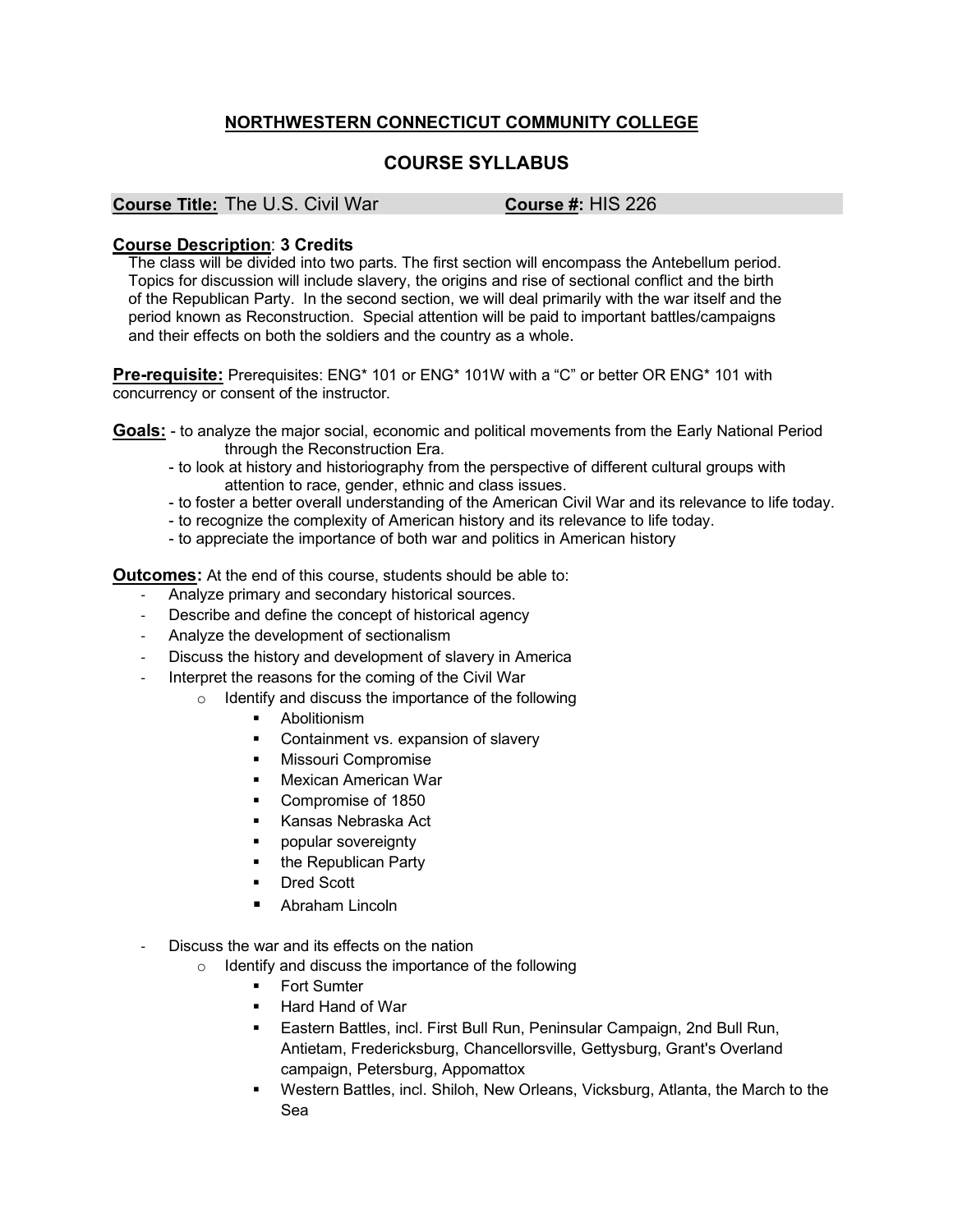# NORTHWESTERN CONNECTICUT COMMUNITY COLLEGE

## COURSE SYLLABUS

**Course Title:** The U.S. Civil War **Course #:** HIS 226

**Course Description**: **3 Credits**
The class will be divided into two parts. The first section will encompass the Antebellum period. Topics for discussion will include slavery, the origins and rise of sectional conflict and the birth of the Republican Party. In the second section, we will deal primarily with the war itself and the period known as Reconstruction. Special attention will be paid to important battles/campaigns and their effects on both the soldiers and the country as a whole.

**Pre-requisite:** Prerequisites: ENG* 101 or ENG* 101W with a "C" or better OR ENG* 101 with concurrency or consent of the instructor.

**Goals:**
- to analyze the major social, economic and political movements from the Early National Period through the Reconstruction Era.
- to look at history and historiography from the perspective of different cultural groups with attention to race, gender, ethnic and class issues.
- to foster a better overall understanding of the American Civil War and its relevance to life today.
- to recognize the complexity of American history and its relevance to life today.
- to appreciate the importance of both war and politics in American history

**Outcomes:** At the end of this course, students should be able to:

- Analyze primary and secondary historical sources.
- Describe and define the concept of historical agency
- Analyze the development of sectionalism
- Discuss the history and development of slavery in America
- Interpret the reasons for the coming of the Civil War
  - Identify and discuss the importance of the following
    - Abolitionism
    - Containment vs. expansion of slavery
    - Missouri Compromise
    - Mexican American War
    - Compromise of 1850
    - Kansas Nebraska Act
    - popular sovereignty
    - the Republican Party
    - Dred Scott
    - Abraham Lincoln
- Discuss the war and its effects on the nation
  - Identify and discuss the importance of the following
    - Fort Sumter
    - Hard Hand of War
    - Eastern Battles, incl. First Bull Run, Peninsular Campaign, 2nd Bull Run, Antietam, Fredericksburg, Chancellorsville, Gettysburg, Grant's Overland campaign, Petersburg, Appomattox
    - Western Battles, incl. Shiloh, New Orleans, Vicksburg, Atlanta, the March to the Sea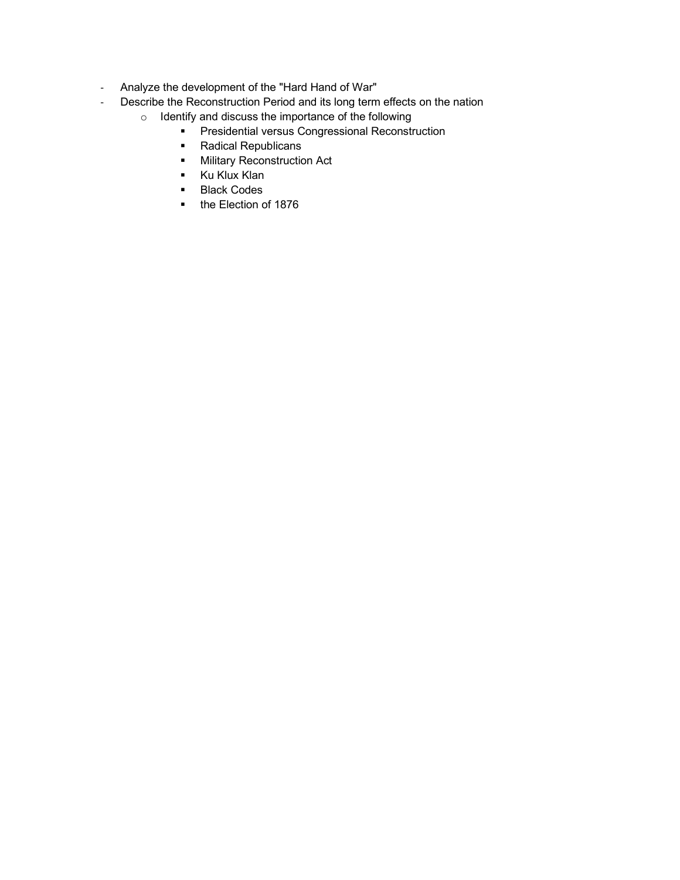- Analyze the development of the "Hard Hand of War"
- Describe the Reconstruction Period and its long term effects on the nation
    - Identify and discuss the importance of the following
        - Presidential versus Congressional Reconstruction
        - Radical Republicans
        - Military Reconstruction Act
        - Ku Klux Klan
        - Black Codes
        - the Election of 1876